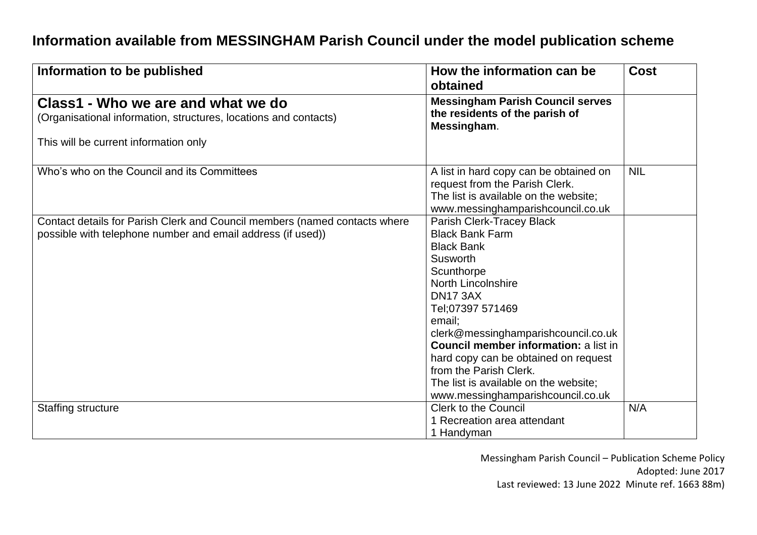# Information available from MESSINGHAM Parish Council under the model publication scheme

| Information to be published | How the information can be obtained | Cost |
|---|---|---|
| **Class1 - Who we are and what we do**<br>(Organisational information, structures, locations and contacts)<br><br>This will be current information only | **Messingham Parish Council serves the residents of the parish of Messingham**. | |
| Who's who on the Council and its Committees | A list in hard copy can be obtained on request from the Parish Clerk.<br>The list is available on the website; www.messinghamparishcouncil.co.uk | NIL |
| Contact details for Parish Clerk and Council members (named contacts where possible with telephone number and email address (if used)) | Parish Clerk-Tracey Black<br>Black Bank Farm<br>Black Bank<br>Susworth<br>Scunthorpe<br>North Lincolnshire<br>DN17 3AX<br>Tel;07397 571469<br>email;<br>clerk@messinghamparishcouncil.co.uk<br>**Council member information:** a list in hard copy can be obtained on request from the Parish Clerk.<br>The list is available on the website; www.messinghamparishcouncil.co.uk | |
| Staffing structure | Clerk to the Council<br>1 Recreation area attendant<br>1 Handyman | N/A |

Messingham Parish Council – Publication Scheme Policy
Adopted: June 2017
Last reviewed: 13 June 2022 Minute ref. 1663 88m)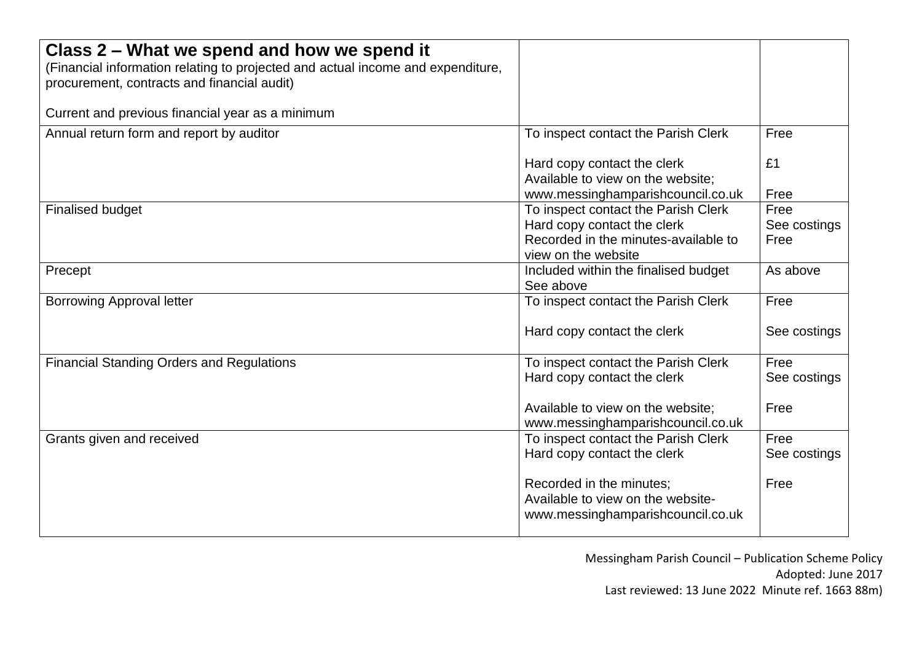| **Class 2 – What we spend and how we spend it**<br>(Financial information relating to projected and actual income and expenditure, procurement, contracts and financial audit)<br><br>Current and previous financial year as a minimum | | |
|---|---|---|
| Annual return form and report by auditor | To inspect contact the Parish Clerk<br><br>Hard copy contact the clerk<br>Available to view on the website;<br>www.messinghamparishcouncil.co.uk | Free<br><br>£1<br><br>Free |
| Finalised budget | To inspect contact the Parish Clerk<br>Hard copy contact the clerk<br>Recorded in the minutes-available to view on the website | Free<br>See costings<br>Free |
| Precept | Included within the finalised budget<br>See above | As above |
| Borrowing Approval letter | To inspect contact the Parish Clerk<br><br>Hard copy contact the clerk | Free<br><br>See costings |
| Financial Standing Orders and Regulations | To inspect contact the Parish Clerk<br>Hard copy contact the clerk<br><br>Available to view on the website;<br>www.messinghamparishcouncil.co.uk | Free<br>See costings<br><br>Free |
| Grants given and received | To inspect contact the Parish Clerk<br>Hard copy contact the clerk<br><br>Recorded in the minutes;<br>Available to view on the website-<br>www.messinghamparishcouncil.co.uk | Free<br>See costings<br><br>Free |

Messingham Parish Council – Publication Scheme Policy
Adopted: June 2017
Last reviewed: 13 June 2022 Minute ref. 1663 88m)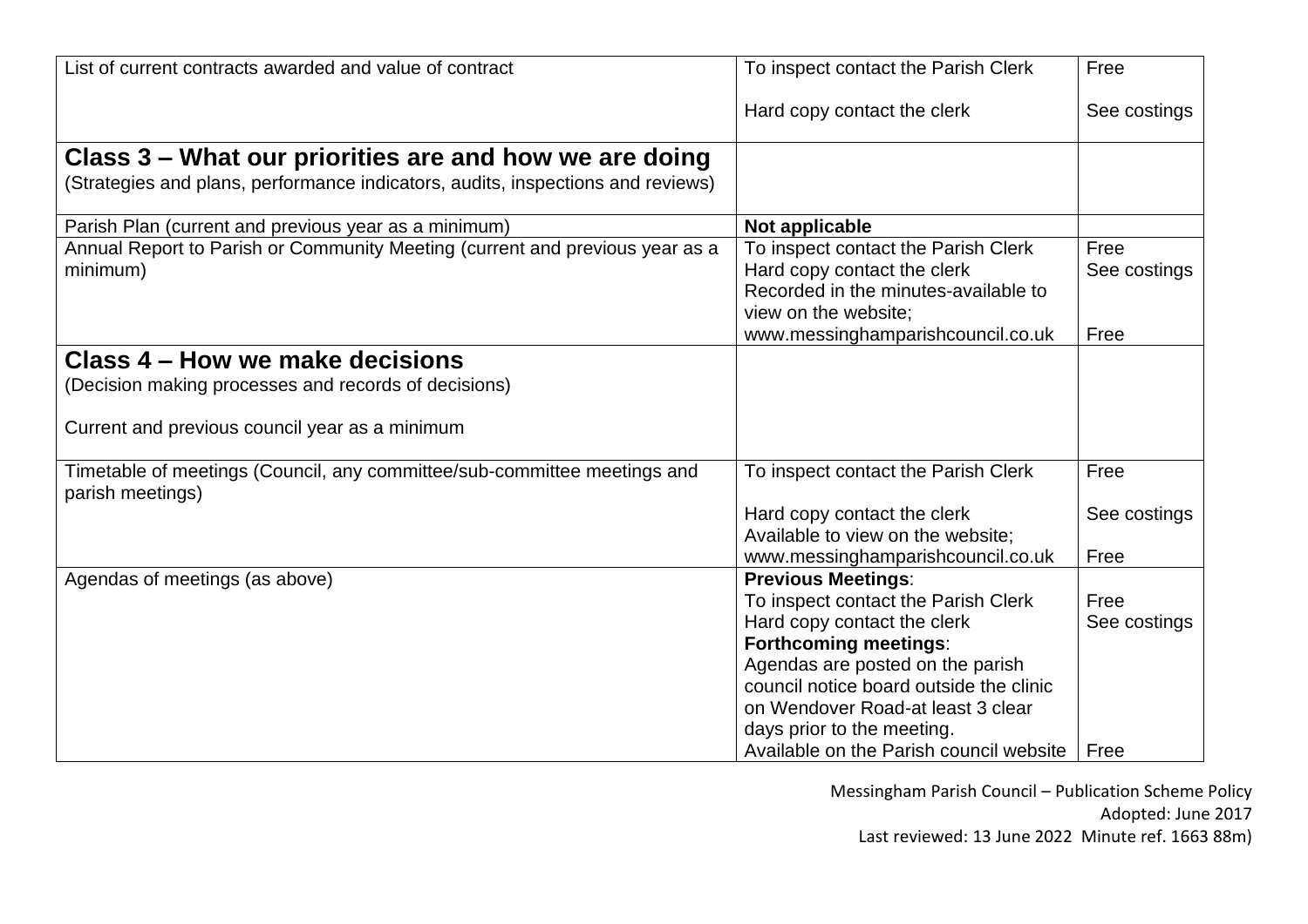| | | |
|---|---|---|
| List of current contracts awarded and value of contract | To inspect contact the Parish Clerk<br><br>Hard copy contact the clerk | Free<br><br>See costings |
| **Class 3 – What our priorities are and how we are doing**<br>(Strategies and plans, performance indicators, audits, inspections and reviews) | | |
| Parish Plan (current and previous year as a minimum) | **Not applicable** | |
| Annual Report to Parish or Community Meeting (current and previous year as a minimum) | To inspect contact the Parish Clerk<br>Hard copy contact the clerk<br>Recorded in the minutes-available to view on the website;<br>www.messinghamparishcouncil.co.uk | Free<br>See costings<br><br><br>Free |
| **Class 4 – How we make decisions**<br>(Decision making processes and records of decisions)<br><br>Current and previous council year as a minimum | | |
| Timetable of meetings (Council, any committee/sub-committee meetings and parish meetings) | To inspect contact the Parish Clerk<br><br>Hard copy contact the clerk<br>Available to view on the website;<br>www.messinghamparishcouncil.co.uk | Free<br><br>See costings<br><br>Free |
| Agendas of meetings (as above) | **Previous Meetings**:<br>To inspect contact the Parish Clerk<br>Hard copy contact the clerk<br>**Forthcoming meetings**:<br>Agendas are posted on the parish council notice board outside the clinic on Wendover Road-at least 3 clear days prior to the meeting.<br>Available on the Parish council website | <br>Free<br>See costings<br><br><br><br><br><br>Free |

Messingham Parish Council – Publication Scheme Policy
Adopted: June 2017
Last reviewed: 13 June 2022 Minute ref. 1663 88m)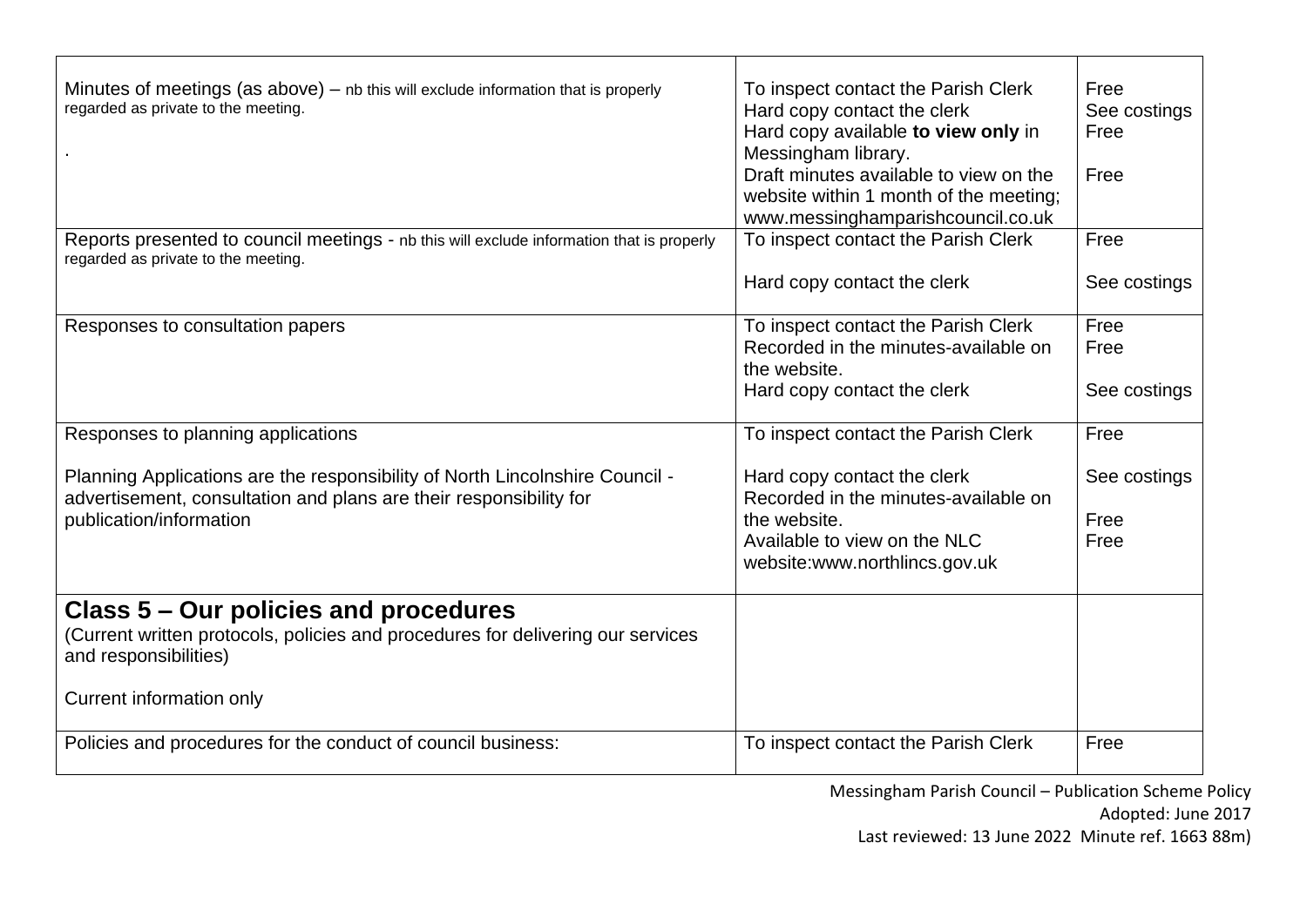| | | |
|---|---|---|
| Minutes of meetings (as above) – nb this will exclude information that is properly regarded as private to the meeting.<br><br>. | To inspect contact the Parish Clerk<br>Hard copy contact the clerk<br>Hard copy available **to view only** in Messingham library.<br>Draft minutes available to view on the website within 1 month of the meeting; www.messinghamparishcouncil.co.uk | Free<br>See costings<br>Free<br><br>Free |
| Reports presented to council meetings - nb this will exclude information that is properly regarded as private to the meeting. | To inspect contact the Parish Clerk<br><br>Hard copy contact the clerk | Free<br><br>See costings |
| Responses to consultation papers | To inspect contact the Parish Clerk<br>Recorded in the minutes-available on the website.<br>Hard copy contact the clerk | Free<br>Free<br><br>See costings |
| Responses to planning applications<br><br>Planning Applications are the responsibility of North Lincolnshire Council - advertisement, consultation and plans are their responsibility for publication/information | To inspect contact the Parish Clerk<br><br>Hard copy contact the clerk<br>Recorded in the minutes-available on the website.<br>Available to view on the NLC website:www.northlincs.gov.uk | Free<br><br>See costings<br><br>Free<br>Free |
| **Class 5 – Our policies and procedures**<br>(Current written protocols, policies and procedures for delivering our services and responsibilities)<br><br>Current information only | | |
| Policies and procedures for the conduct of council business: | To inspect contact the Parish Clerk | Free |

Messingham Parish Council – Publication Scheme Policy
Adopted: June 2017
Last reviewed: 13 June 2022 Minute ref. 1663 88m)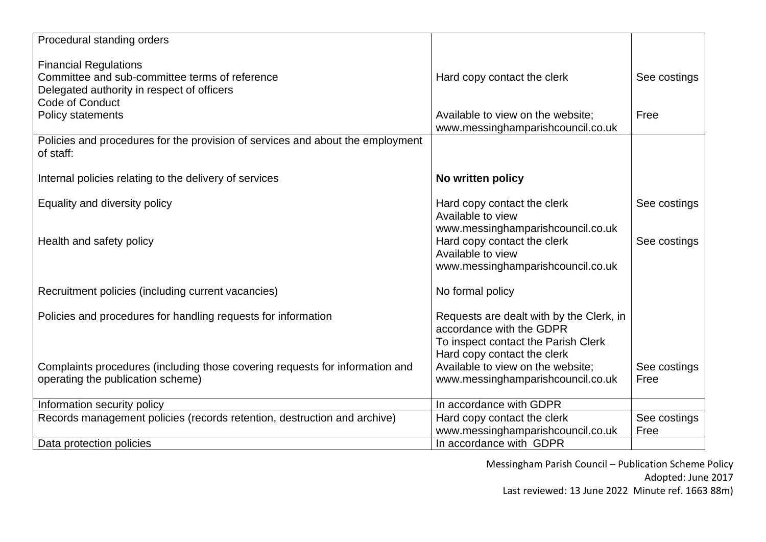| | | |
|---|---|---|
| Procedural standing orders<br><br>Financial Regulations<br>Committee and sub-committee terms of reference<br>Delegated authority in respect of officers<br>Code of Conduct<br>Policy statements | Hard copy contact the clerk<br><br>Available to view on the website; www.messinghamparishcouncil.co.uk | See costings<br><br>Free |
| Policies and procedures for the provision of services and about the employment of staff:<br><br>Internal policies relating to the delivery of services<br><br>Equality and diversity policy<br><br>Health and safety policy<br><br>Recruitment policies (including current vacancies)<br><br>Policies and procedures for handling requests for information<br><br>Complaints procedures (including those covering requests for information and operating the publication scheme) | **No written policy**<br><br>Hard copy contact the clerk<br>Available to view www.messinghamparishcouncil.co.uk<br>Hard copy contact the clerk<br>Available to view www.messinghamparishcouncil.co.uk<br><br>No formal policy<br><br>Requests are dealt with by the Clerk, in accordance with the GDPR<br>To inspect contact the Parish Clerk<br>Hard copy contact the clerk<br>Available to view on the website; www.messinghamparishcouncil.co.uk | <br><br>See costings<br><br>See costings<br><br>See costings<br>Free |
| Information security policy | In accordance with GDPR | |
| Records management policies (records retention, destruction and archive) | Hard copy contact the clerk<br>www.messinghamparishcouncil.co.uk | See costings<br>Free |
| Data protection policies | In accordance with GDPR | |

Messingham Parish Council – Publication Scheme Policy
Adopted: June 2017
Last reviewed: 13 June 2022 Minute ref. 1663 88m)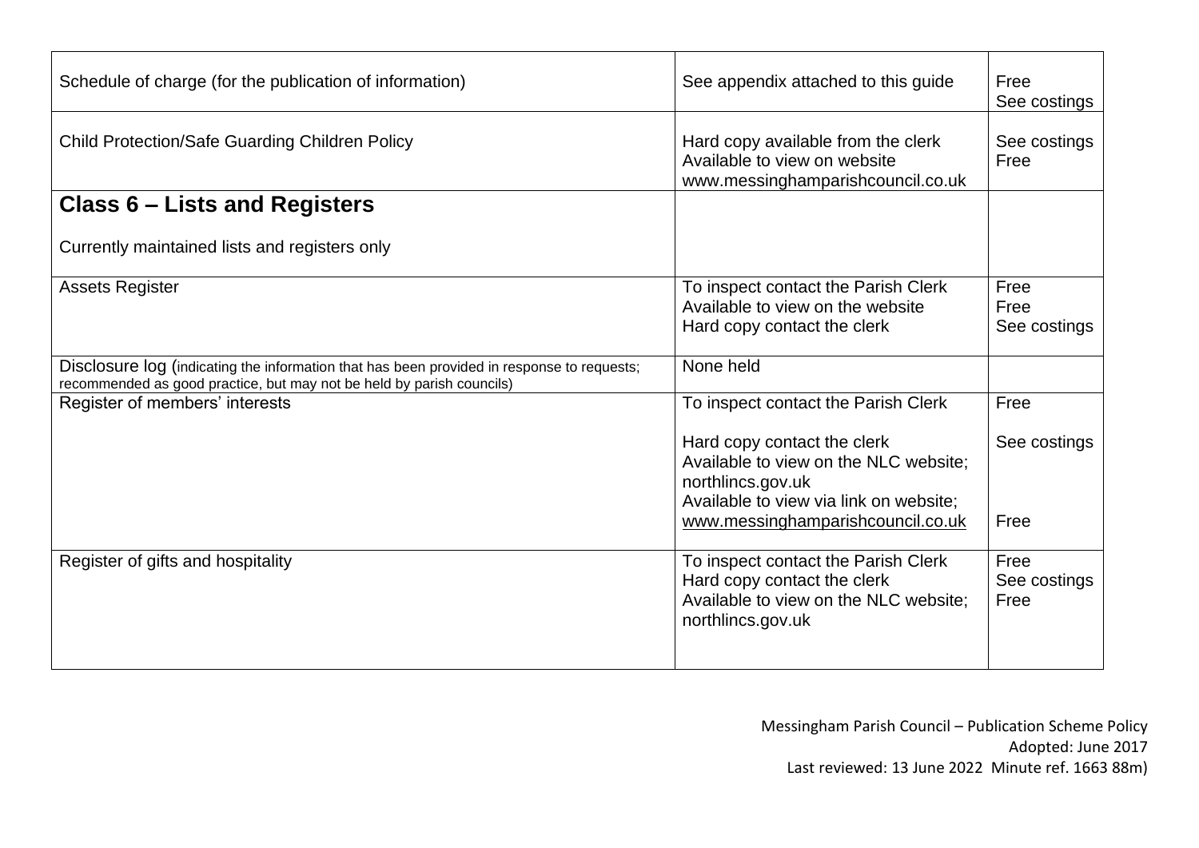| | | |
|---|---|---|
| Schedule of charge (for the publication of information) | See appendix attached to this guide | Free<br>See costings |
| Child Protection/Safe Guarding Children Policy | Hard copy available from the clerk<br>Available to view on website<br>www.messinghamparishcouncil.co.uk | See costings<br>Free |
| **Class 6 – Lists and Registers**<br><br>Currently maintained lists and registers only | | |
| Assets Register | To inspect contact the Parish Clerk<br>Available to view on the website<br>Hard copy contact the clerk | Free<br>Free<br>See costings |
| Disclosure log (indicating the information that has been provided in response to requests; recommended as good practice, but may not be held by parish councils) | None held | |
| Register of members' interests | To inspect contact the Parish Clerk<br><br>Hard copy contact the clerk<br>Available to view on the NLC website; northlincs.gov.uk<br>Available to view via link on website; www.messinghamparishcouncil.co.uk | Free<br><br>See costings<br><br><br>Free |
| Register of gifts and hospitality | To inspect contact the Parish Clerk<br>Hard copy contact the clerk<br>Available to view on the NLC website; northlincs.gov.uk | Free<br>See costings<br>Free |

Messingham Parish Council – Publication Scheme Policy
Adopted: June 2017
Last reviewed: 13 June 2022 Minute ref. 1663 88m)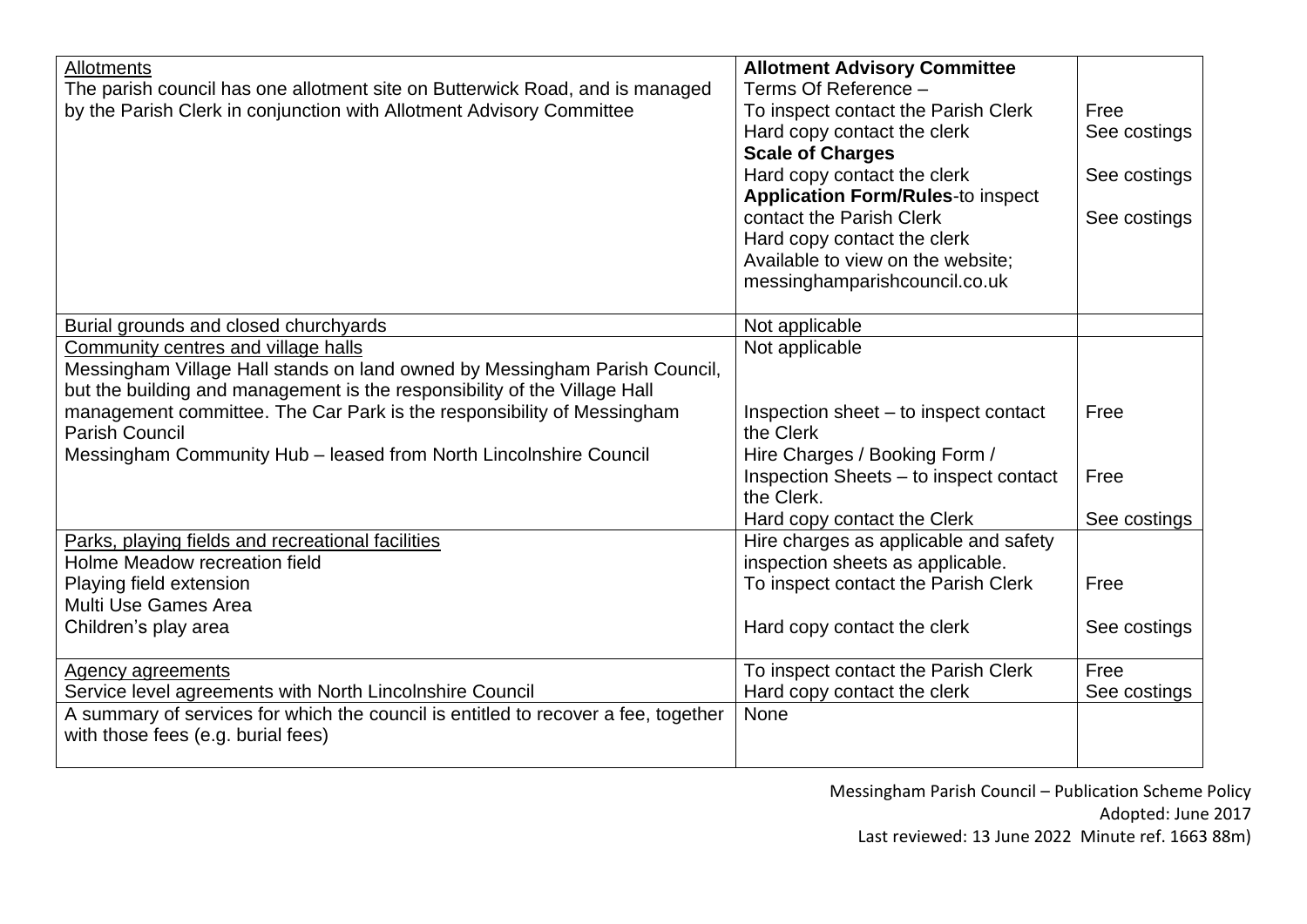| | | |
|---|---|---|
| Allotments<br>The parish council has one allotment site on Butterwick Road, and is managed by the Parish Clerk in conjunction with Allotment Advisory Committee | **Allotment Advisory Committee**<br>Terms Of Reference –<br>To inspect contact the Parish Clerk<br>Hard copy contact the clerk<br>**Scale of Charges**<br>Hard copy contact the clerk<br>**Application Form/Rules**-to inspect contact the Parish Clerk<br>Hard copy contact the clerk<br>Available to view on the website; messinghamparishcouncil.co.uk | <br><br>Free<br>See costings<br><br>See costings<br><br>See costings |
| Burial grounds and closed churchyards | Not applicable | |
| Community centres and village halls<br>Messingham Village Hall stands on land owned by Messingham Parish Council, but the building and management is the responsibility of the Village Hall management committee. The Car Park is the responsibility of Messingham Parish Council<br>Messingham Community Hub – leased from North Lincolnshire Council | Not applicable<br><br>Inspection sheet – to inspect contact the Clerk<br>Hire Charges / Booking Form / Inspection Sheets – to inspect contact the Clerk.<br>Hard copy contact the Clerk | <br><br>Free<br><br>Free<br><br>See costings |
| Parks, playing fields and recreational facilities<br>Holme Meadow recreation field<br>Playing field extension<br>Multi Use Games Area<br>Children's play area | Hire charges as applicable and safety inspection sheets as applicable.<br>To inspect contact the Parish Clerk<br><br>Hard copy contact the clerk | <br><br>Free<br><br>See costings |
| Agency agreements<br>Service level agreements with North Lincolnshire Council | To inspect contact the Parish Clerk<br>Hard copy contact the clerk | Free<br>See costings |
| A summary of services for which the council is entitled to recover a fee, together with those fees (e.g. burial fees) | None | |

Messingham Parish Council – Publication Scheme Policy
Adopted: June 2017
Last reviewed: 13 June 2022 Minute ref. 1663 88m)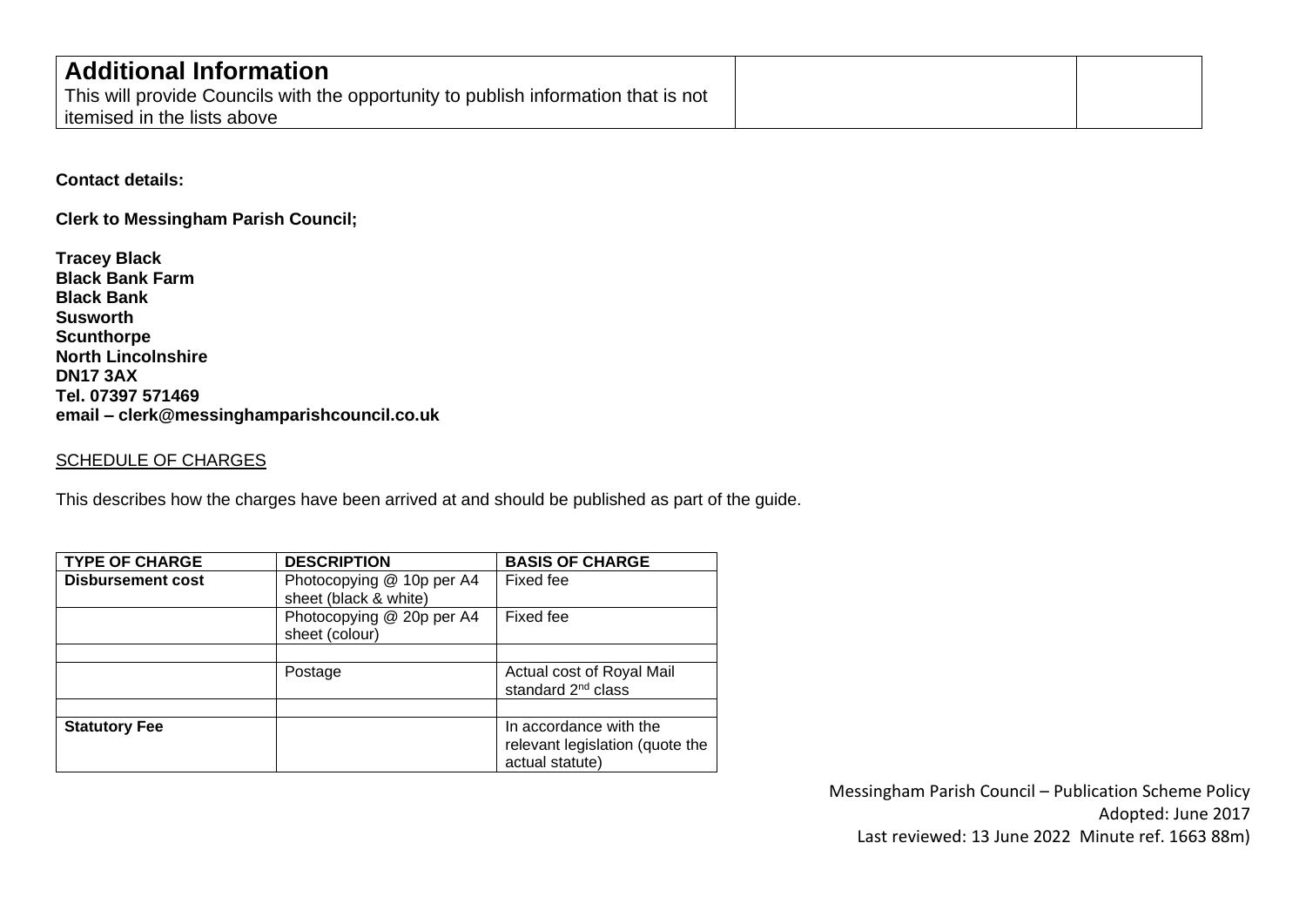| | | |
|---|---|---|
| **Additional Information**<br>This will provide Councils with the opportunity to publish information that is not itemised in the lists above | | |

**Contact details:**

**Clerk to Messingham Parish Council;**

**Tracey Black**
**Black Bank Farm**
**Black Bank**
**Susworth**
**Scunthorpe**
**North Lincolnshire**
**DN17 3AX**
**Tel. 07397 571469**
**email – clerk@messinghamparishcouncil.co.uk**

SCHEDULE OF CHARGES

This describes how the charges have been arrived at and should be published as part of the guide.

| TYPE OF CHARGE | DESCRIPTION | BASIS OF CHARGE |
|---|---|---|
| **Disbursement cost** | Photocopying @ 10p per A4 sheet (black & white) | Fixed fee |
| | Photocopying @ 20p per A4 sheet (colour) | Fixed fee |
| | | |
| | Postage | Actual cost of Royal Mail standard 2nd class |
| | | |
| **Statutory Fee** | | In accordance with the relevant legislation (quote the actual statute) |

Messingham Parish Council – Publication Scheme Policy
Adopted: June 2017
Last reviewed: 13 June 2022 Minute ref. 1663 88m)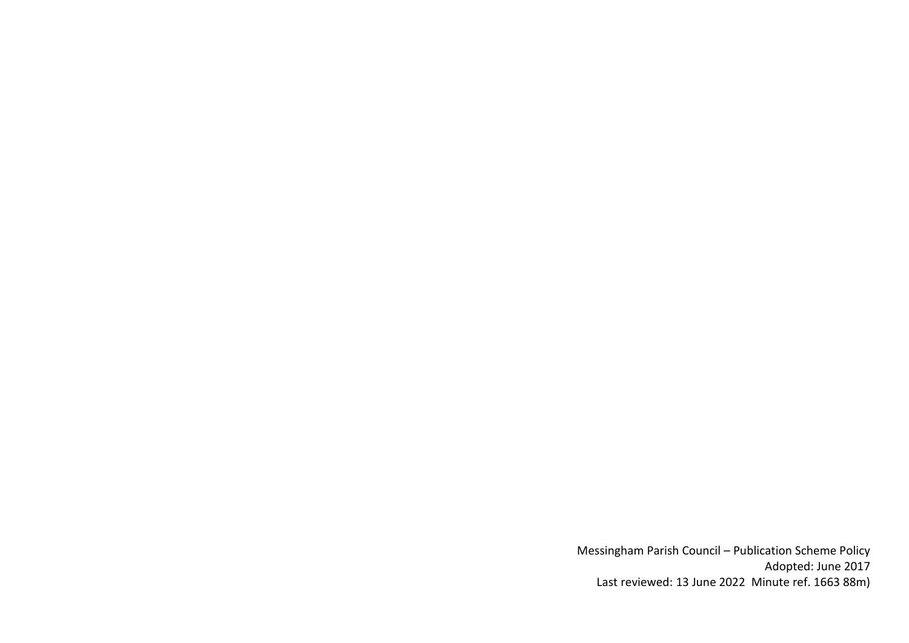Messingham Parish Council – Publication Scheme Policy
Adopted: June 2017
Last reviewed: 13 June 2022 Minute ref. 1663 88m)